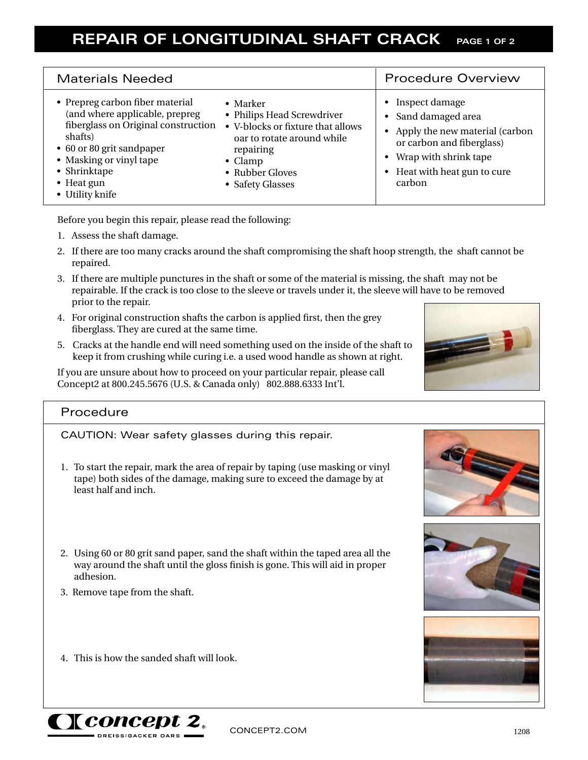# REPAIR OF LONGITUDINAL SHAFT CRACK

| Materials Needed | | Procedure Overview |
|---|---|---|
| • Prepreg carbon fiber material (and where applicable, prepreg fiberglass on Original construction shafts)<br>• 60 or 80 grit sandpaper<br>• Masking or vinyl tape<br>• Shrinktape<br>• Heat gun<br>• Utility knife | • Marker<br>• Philips Head Screwdriver<br>• V-blocks or fixture that allows oar to rotate around while repairing<br>• Clamp<br>• Rubber Gloves<br>• Safety Glasses | • Inspect damage<br>• Sand damaged area<br>• Apply the new material (carbon or carbon and fiberglass)<br>• Wrap with shrink tape<br>• Heat with heat gun to cure carbon |

Before you begin this repair, please read the following:

1. Assess the shaft damage.
2. If there are too many cracks around the shaft compromising the shaft hoop strength, the shaft cannot be repaired.
3. If there are multiple punctures in the shaft or some of the material is missing, the shaft may not be repairable. If the crack is too close to the sleeve or travels under it, the sleeve will have to be removed prior to the repair.
4. For original construction shafts the carbon is applied first, then the grey fiberglass. They are cured at the same time.
5. Cracks at the handle end will need something used on the inside of the shaft to keep it from crushing while curing i.e. a used wood handle as shown at right.

If you are unsure about how to proceed on your particular repair, please call Concept2 at 800.245.5676 (U.S. & Canada only) 802.888.6333 Int'l.

## Procedure

CAUTION: Wear safety glasses during this repair.

1. To start the repair, mark the area of repair by taping (use masking or vinyl tape) both sides of the damage, making sure to exceed the damage by at least half and inch.
2. Using 60 or 80 grit sand paper, sand the shaft within the taped area all the way around the shaft until the gloss finish is gone. This will aid in proper adhesion.
3. Remove tape from the shaft.
4. This is how the sanded shaft will look.

concept 2 DREISSIGACKER OARS

CONCEPT2.COM

1208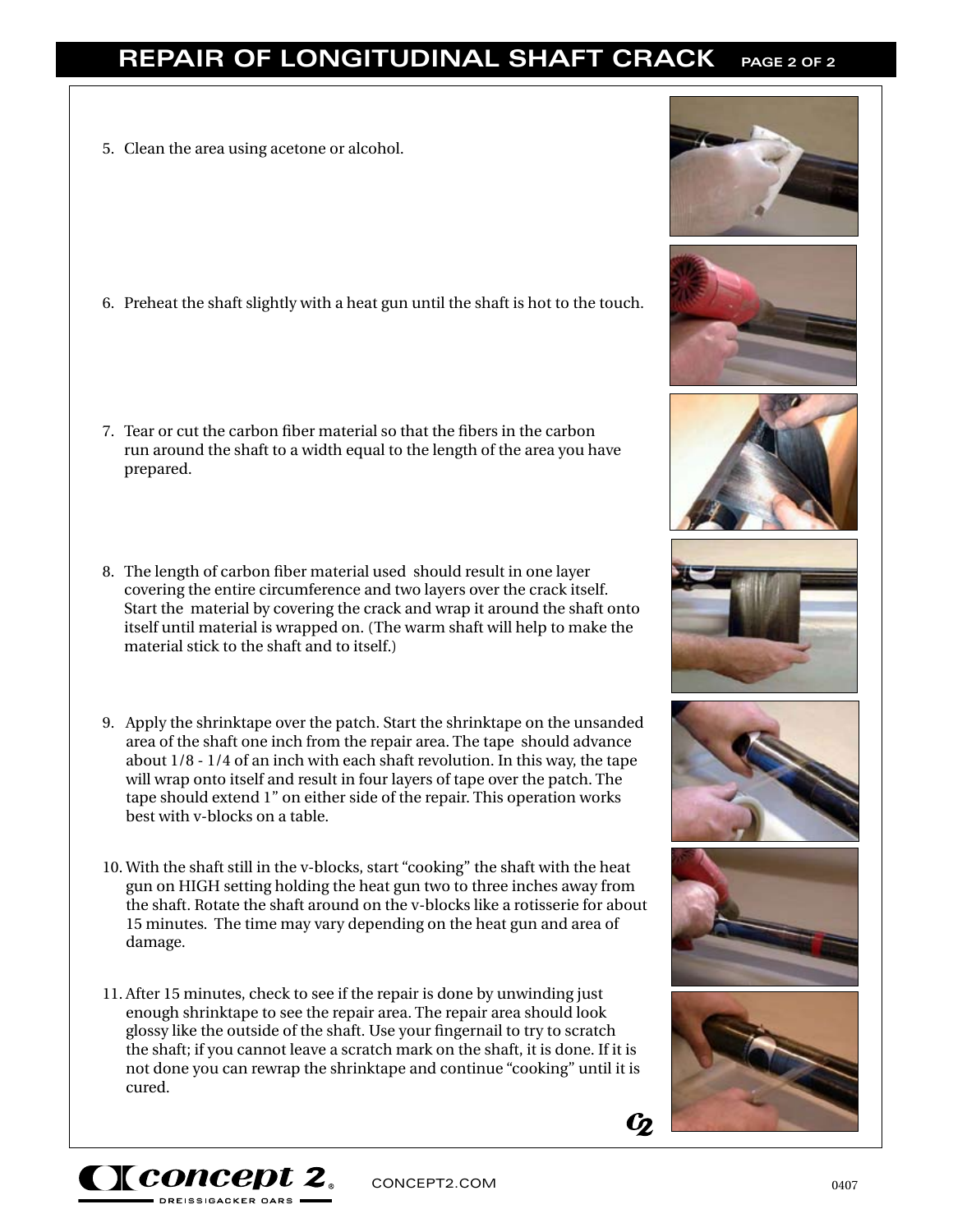# REPAIR OF LONGITUDINAL SHAFT CRACK

5. Clean the area using acetone or alcohol.

6. Preheat the shaft slightly with a heat gun until the shaft is hot to the touch.

7. Tear or cut the carbon fiber material so that the fibers in the carbon run around the shaft to a width equal to the length of the area you have prepared.

8. The length of carbon fiber material used should result in one layer covering the entire circumference and two layers over the crack itself. Start the material by covering the crack and wrap it around the shaft onto itself until material is wrapped on. (The warm shaft will help to make the material stick to the shaft and to itself.)

9. Apply the shrinktape over the patch. Start the shrinktape on the unsanded area of the shaft one inch from the repair area. The tape should advance about 1/8 - 1/4 of an inch with each shaft revolution. In this way, the tape will wrap onto itself and result in four layers of tape over the patch. The tape should extend 1" on either side of the repair. This operation works best with v-blocks on a table.

10. With the shaft still in the v-blocks, start "cooking" the shaft with the heat gun on HIGH setting holding the heat gun two to three inches away from the shaft. Rotate the shaft around on the v-blocks like a rotisserie for about 15 minutes. The time may vary depending on the heat gun and area of damage.

11. After 15 minutes, check to see if the repair is done by unwinding just enough shrinktape to see the repair area. The repair area should look glossy like the outside of the shaft. Use your fingernail to try to scratch the shaft; if you cannot leave a scratch mark on the shaft, it is done. If it is not done you can rewrap the shrinktape and continue "cooking" until it is cured.

CONCEPT2.COM

0407